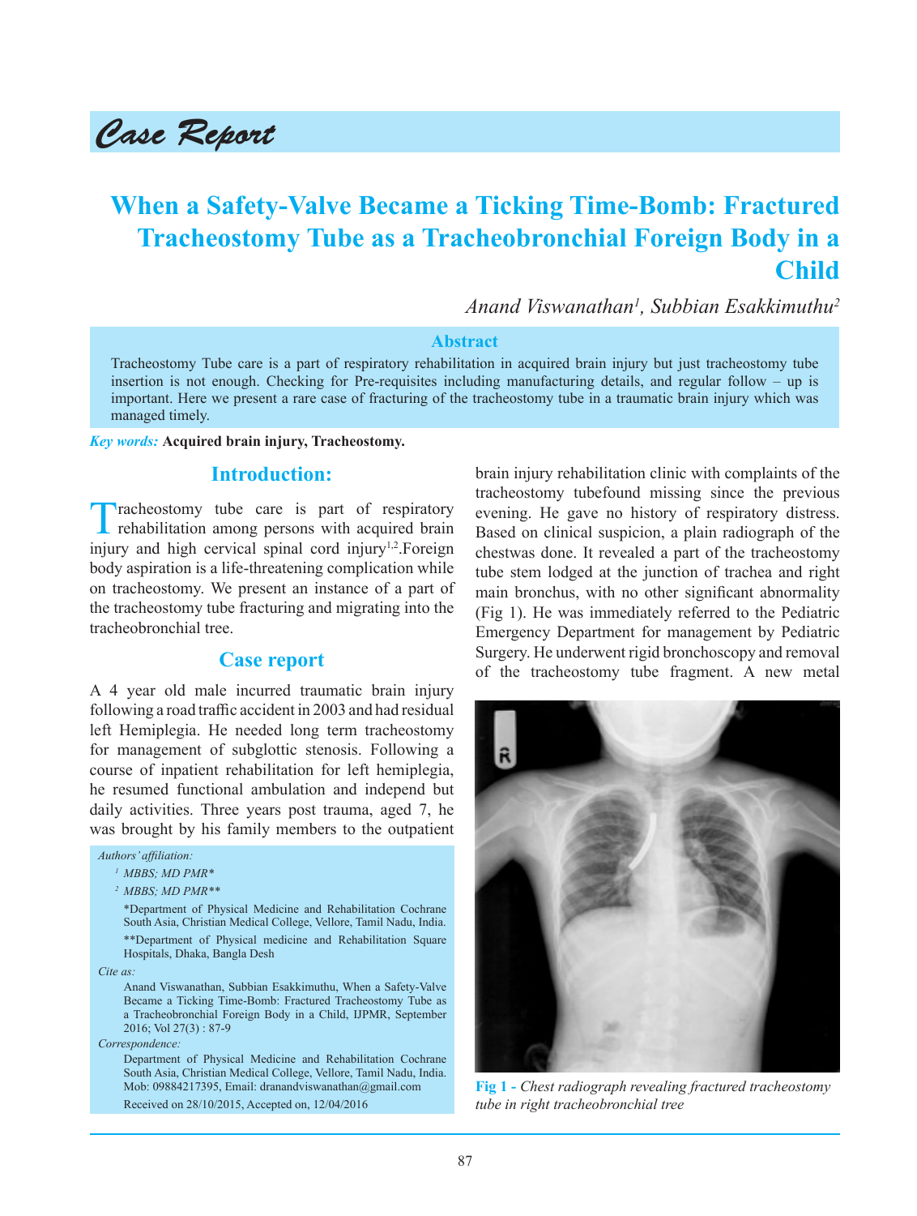Case Report

# When a Safety-Valve Became a Ticking Time-Bomb: Fractured Tracheostomy Tube as a Tracheobronchial Foreign Body in a Child

*Anand Viswanathan[1], Subbian Esakkimuthu[2]*

## Abstract

Tracheostomy Tube care is a part of respiratory rehabilitation in acquired brain injury but just tracheostomy tube insertion is not enough. Checking for Pre-requisites including manufacturing details, and regular follow – up is important. Here we present a rare case of fracturing of the tracheostomy tube in a traumatic brain injury which was managed timely.

*Key words:* **Acquired brain injury, Tracheostomy.**

## Introduction:

Tracheostomy tube care is part of respiratory rehabilitation among persons with acquired brain injury and high cervical spinal cord injury[1,2].Foreign body aspiration is a life-threatening complication while on tracheostomy. We present an instance of a part of the tracheostomy tube fracturing and migrating into the tracheobronchial tree.

## Case report

A 4 year old male incurred traumatic brain injury following a road traffic accident in 2003 and had residual left Hemiplegia. He needed long term tracheostomy for management of subglottic stenosis. Following a course of inpatient rehabilitation for left hemiplegia, he resumed functional ambulation and independ but daily activities. Three years post trauma, aged 7, he was brought by his family members to the outpatient brain injury rehabilitation clinic with complaints of the tracheostomy tubefound missing since the previous evening. He gave no history of respiratory distress. Based on clinical suspicion, a plain radiograph of the chestwas done. It revealed a part of the tracheostomy tube stem lodged at the junction of trachea and right main bronchus, with no other significant abnormality (Fig 1). He was immediately referred to the Pediatric Emergency Department for management by Pediatric Surgery. He underwent rigid bronchoscopy and removal of the tracheostomy tube fragment. A new metal

**Fig 1 -** *Chest radiograph revealing fractured tracheostomy tube in right tracheobronchial tree*

*Authors' affiliation:*

[1] MBBS; MD PMR*

[2] MBBS; MD PMR**

*Department of Physical Medicine and Rehabilitation Cochrane South Asia, Christian Medical College, Vellore, Tamil Nadu, India.

**Department of Physical medicine and Rehabilitation Square Hospitals, Dhaka, Bangla Desh

*Cite as:*

Anand Viswanathan, Subbian Esakkimuthu, When a Safety-Valve Became a Ticking Time-Bomb: Fractured Tracheostomy Tube as a Tracheobronchial Foreign Body in a Child, IJPMR, September 2016; Vol 27(3) : 87-9

*Correspondence:*

Department of Physical Medicine and Rehabilitation Cochrane South Asia, Christian Medical College, Vellore, Tamil Nadu, India. Mob: 09884217395, Email: dranandviswanathan@gmail.com

Received on 28/10/2015, Accepted on, 12/04/2016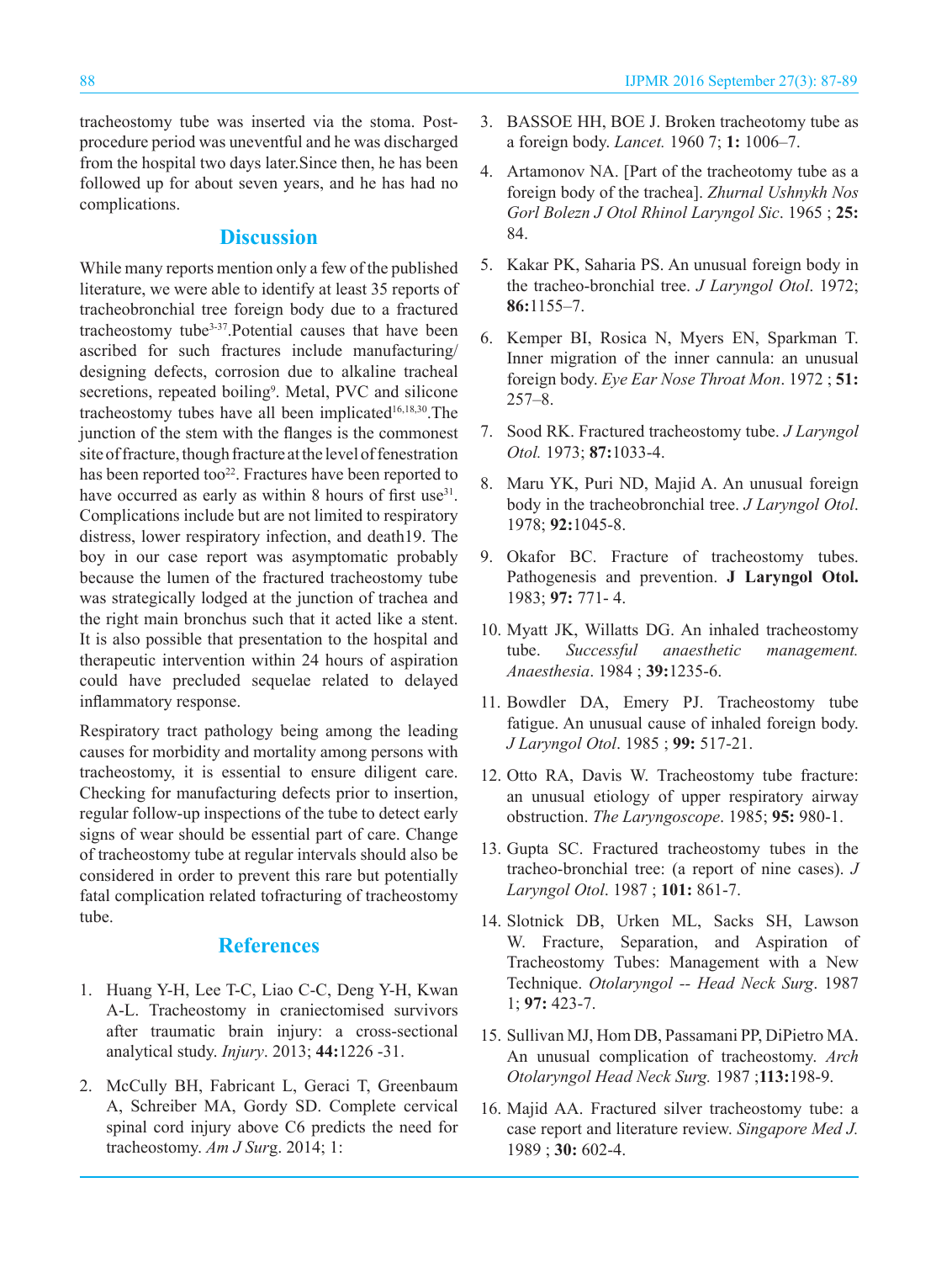tracheostomy tube was inserted via the stoma. Post-procedure period was uneventful and he was discharged from the hospital two days later.Since then, he has been followed up for about seven years, and he has had no complications.

## Discussion

While many reports mention only a few of the published literature, we were able to identify at least 35 reports of tracheobronchial tree foreign body due to a fractured tracheostomy tube[3-37].Potential causes that have been ascribed for such fractures include manufacturing/ designing defects, corrosion due to alkaline tracheal secretions, repeated boiling[9]. Metal, PVC and silicone tracheostomy tubes have all been implicated[16,18,30].The junction of the stem with the flanges is the commonest site of fracture, though fracture at the level of fenestration has been reported too[22]. Fractures have been reported to have occurred as early as within 8 hours of first use[31]. Complications include but are not limited to respiratory distress, lower respiratory infection, and death19. The boy in our case report was asymptomatic probably because the lumen of the fractured tracheostomy tube was strategically lodged at the junction of trachea and the right main bronchus such that it acted like a stent. It is also possible that presentation to the hospital and therapeutic intervention within 24 hours of aspiration could have precluded sequelae related to delayed inflammatory response.

Respiratory tract pathology being among the leading causes for morbidity and mortality among persons with tracheostomy, it is essential to ensure diligent care. Checking for manufacturing defects prior to insertion, regular follow-up inspections of the tube to detect early signs of wear should be essential part of care. Change of tracheostomy tube at regular intervals should also be considered in order to prevent this rare but potentially fatal complication related tofracturing of tracheostomy tube.

## References

1. Huang Y-H, Lee T-C, Liao C-C, Deng Y-H, Kwan A-L. Tracheostomy in craniectomised survivors after traumatic brain injury: a cross-sectional analytical study. *Injury*. 2013; **44:**1226 -31.
2. McCully BH, Fabricant L, Geraci T, Greenbaum A, Schreiber MA, Gordy SD. Complete cervical spinal cord injury above C6 predicts the need for tracheostomy. *Am J Sur*g. 2014; 1:
3. BASSOE HH, BOE J. Broken tracheotomy tube as a foreign body. *Lancet.* 1960 7; **1:** 1006–7.
4. Artamonov NA. [Part of the tracheotomy tube as a foreign body of the trachea]. *Zhurnal Ushnykh Nos Gorl Bolezn J Otol Rhinol Laryngol Sic*. 1965 ; **25:** 84.
5. Kakar PK, Saharia PS. An unusual foreign body in the tracheo-bronchial tree. *J Laryngol Otol*. 1972; **86:**1155–7.
6. Kemper BI, Rosica N, Myers EN, Sparkman T. Inner migration of the inner cannula: an unusual foreign body. *Eye Ear Nose Throat Mon*. 1972 ; **51:** 257–8.
7. Sood RK. Fractured tracheostomy tube. *J Laryngol Otol.* 1973; **87:**1033-4.
8. Maru YK, Puri ND, Majid A. An unusual foreign body in the tracheobronchial tree. *J Laryngol Otol*. 1978; **92:**1045-8.
9. Okafor BC. Fracture of tracheostomy tubes. Pathogenesis and prevention. **J Laryngol Otol.** 1983; **97:** 771- 4.
10. Myatt JK, Willatts DG. An inhaled tracheostomy tube. *Successful anaesthetic management. Anaesthesia*. 1984 ; **39:**1235-6.
11. Bowdler DA, Emery PJ. Tracheostomy tube fatigue. An unusual cause of inhaled foreign body. *J Laryngol Otol*. 1985 ; **99:** 517-21.
12. Otto RA, Davis W. Tracheostomy tube fracture: an unusual etiology of upper respiratory airway obstruction. *The Laryngoscope*. 1985; **95:** 980-1.
13. Gupta SC. Fractured tracheostomy tubes in the tracheo-bronchial tree: (a report of nine cases). *J Laryngol Otol*. 1987 ; **101:** 861-7.
14. Slotnick DB, Urken ML, Sacks SH, Lawson W. Fracture, Separation, and Aspiration of Tracheostomy Tubes: Management with a New Technique. *Otolaryngol -- Head Neck Surg*. 1987 1; **97:** 423-7.
15. Sullivan MJ, Hom DB, Passamani PP, DiPietro MA. An unusual complication of tracheostomy. *Arch Otolaryngol Head Neck Surg.* 1987 ;**113:**198-9.
16. Majid AA. Fractured silver tracheostomy tube: a case report and literature review. *Singapore Med J.* 1989 ; **30:** 602-4.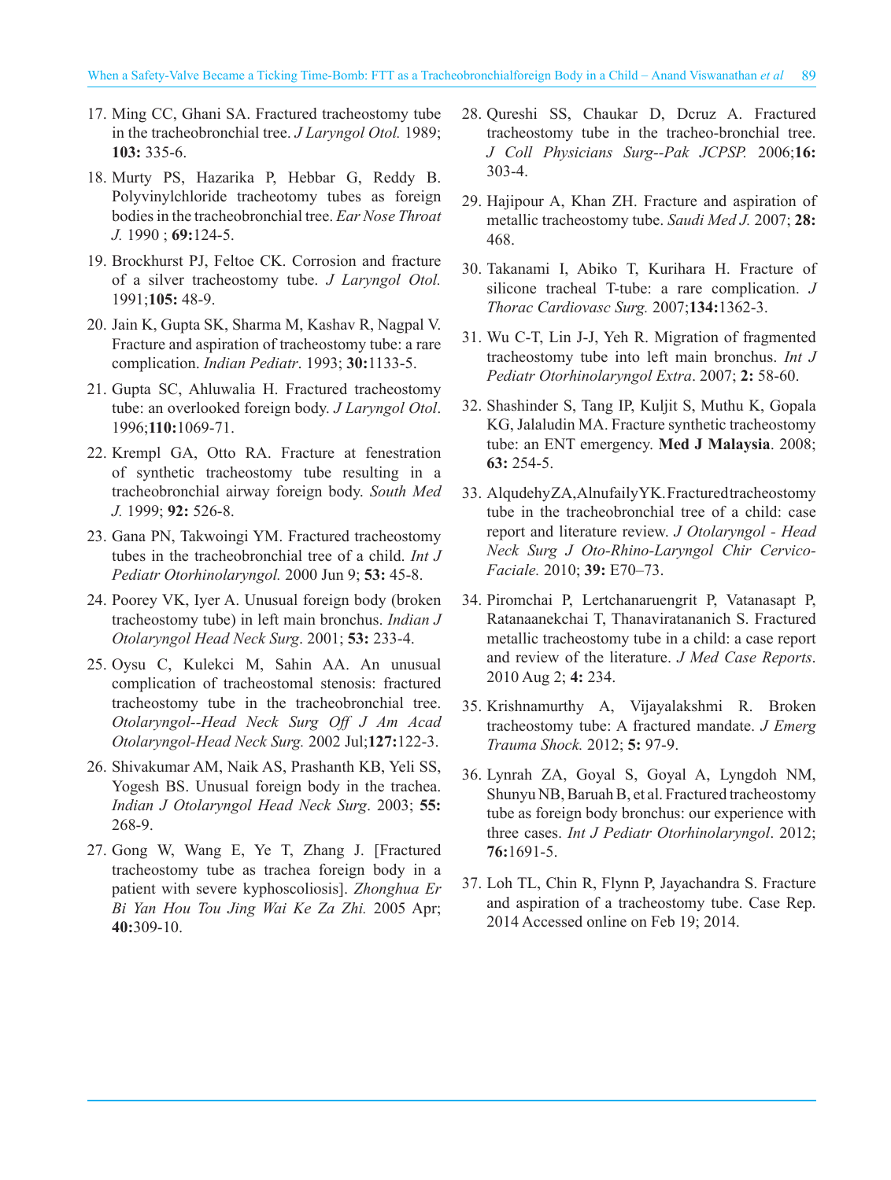17. Ming CC, Ghani SA. Fractured tracheostomy tube in the tracheobronchial tree. *J Laryngol Otol.* 1989; **103:** 335-6.
18. Murty PS, Hazarika P, Hebbar G, Reddy B. Polyvinylchloride tracheotomy tubes as foreign bodies in the tracheobronchial tree. *Ear Nose Throat J.* 1990 ; **69:**124-5.
19. Brockhurst PJ, Feltoe CK. Corrosion and fracture of a silver tracheostomy tube. *J Laryngol Otol.* 1991;**105:** 48-9.
20. Jain K, Gupta SK, Sharma M, Kashav R, Nagpal V. Fracture and aspiration of tracheostomy tube: a rare complication. *Indian Pediatr*. 1993; **30:**1133-5.
21. Gupta SC, Ahluwalia H. Fractured tracheostomy tube: an overlooked foreign body. *J Laryngol Otol*. 1996;**110:**1069-71.
22. Krempl GA, Otto RA. Fracture at fenestration of synthetic tracheostomy tube resulting in a tracheobronchial airway foreign body. *South Med J.* 1999; **92:** 526-8.
23. Gana PN, Takwoingi YM. Fractured tracheostomy tubes in the tracheobronchial tree of a child. *Int J Pediatr Otorhinolaryngol.* 2000 Jun 9; **53:** 45-8.
24. Poorey VK, Iyer A. Unusual foreign body (broken tracheostomy tube) in left main bronchus. *Indian J Otolaryngol Head Neck Surg*. 2001; **53:** 233-4.
25. Oysu C, Kulekci M, Sahin AA. An unusual complication of tracheostomal stenosis: fractured tracheostomy tube in the tracheobronchial tree. *Otolaryngol--Head Neck Surg Off J Am Acad Otolaryngol-Head Neck Surg.* 2002 Jul;**127:**122-3.
26. Shivakumar AM, Naik AS, Prashanth KB, Yeli SS, Yogesh BS. Unusual foreign body in the trachea. *Indian J Otolaryngol Head Neck Surg*. 2003; **55:** 268-9.
27. Gong W, Wang E, Ye T, Zhang J. [Fractured tracheostomy tube as trachea foreign body in a patient with severe kyphoscoliosis]. *Zhonghua Er Bi Yan Hou Tou Jing Wai Ke Za Zhi.* 2005 Apr; **40:**309-10.
28. Qureshi SS, Chaukar D, Dcruz A. Fractured tracheostomy tube in the tracheo-bronchial tree. *J Coll Physicians Surg--Pak JCPSP.* 2006;**16:** 303-4.
29. Hajipour A, Khan ZH. Fracture and aspiration of metallic tracheostomy tube. *Saudi Med J.* 2007; **28:** 468.
30. Takanami I, Abiko T, Kurihara H. Fracture of silicone tracheal T-tube: a rare complication. *J Thorac Cardiovasc Surg.* 2007;**134:**1362-3.
31. Wu C-T, Lin J-J, Yeh R. Migration of fragmented tracheostomy tube into left main bronchus. *Int J Pediatr Otorhinolaryngol Extra*. 2007; **2:** 58-60.
32. Shashinder S, Tang IP, Kuljit S, Muthu K, Gopala KG, Jalaludin MA. Fracture synthetic tracheostomy tube: an ENT emergency. **Med J Malaysia**. 2008; **63:** 254-5.
33. Alqudehy ZA, Alnufaily YK. Fractured tracheostomy tube in the tracheobronchial tree of a child: case report and literature review. *J Otolaryngol - Head Neck Surg J Oto-Rhino-Laryngol Chir Cervico-Faciale.* 2010; **39:** E70–73.
34. Piromchai P, Lertchanaruengrit P, Vatanasapt P, Ratanaanekchai T, Thanaviratananich S. Fractured metallic tracheostomy tube in a child: a case report and review of the literature. *J Med Case Reports*. 2010 Aug 2; **4:** 234.
35. Krishnamurthy A, Vijayalakshmi R. Broken tracheostomy tube: A fractured mandate. *J Emerg Trauma Shock.* 2012; **5:** 97-9.
36. Lynrah ZA, Goyal S, Goyal A, Lyngdoh NM, Shunyu NB, Baruah B, et al. Fractured tracheostomy tube as foreign body bronchus: our experience with three cases. *Int J Pediatr Otorhinolaryngol*. 2012; **76:**1691-5.
37. Loh TL, Chin R, Flynn P, Jayachandra S. Fracture and aspiration of a tracheostomy tube. Case Rep. 2014 Accessed online on Feb 19; 2014.